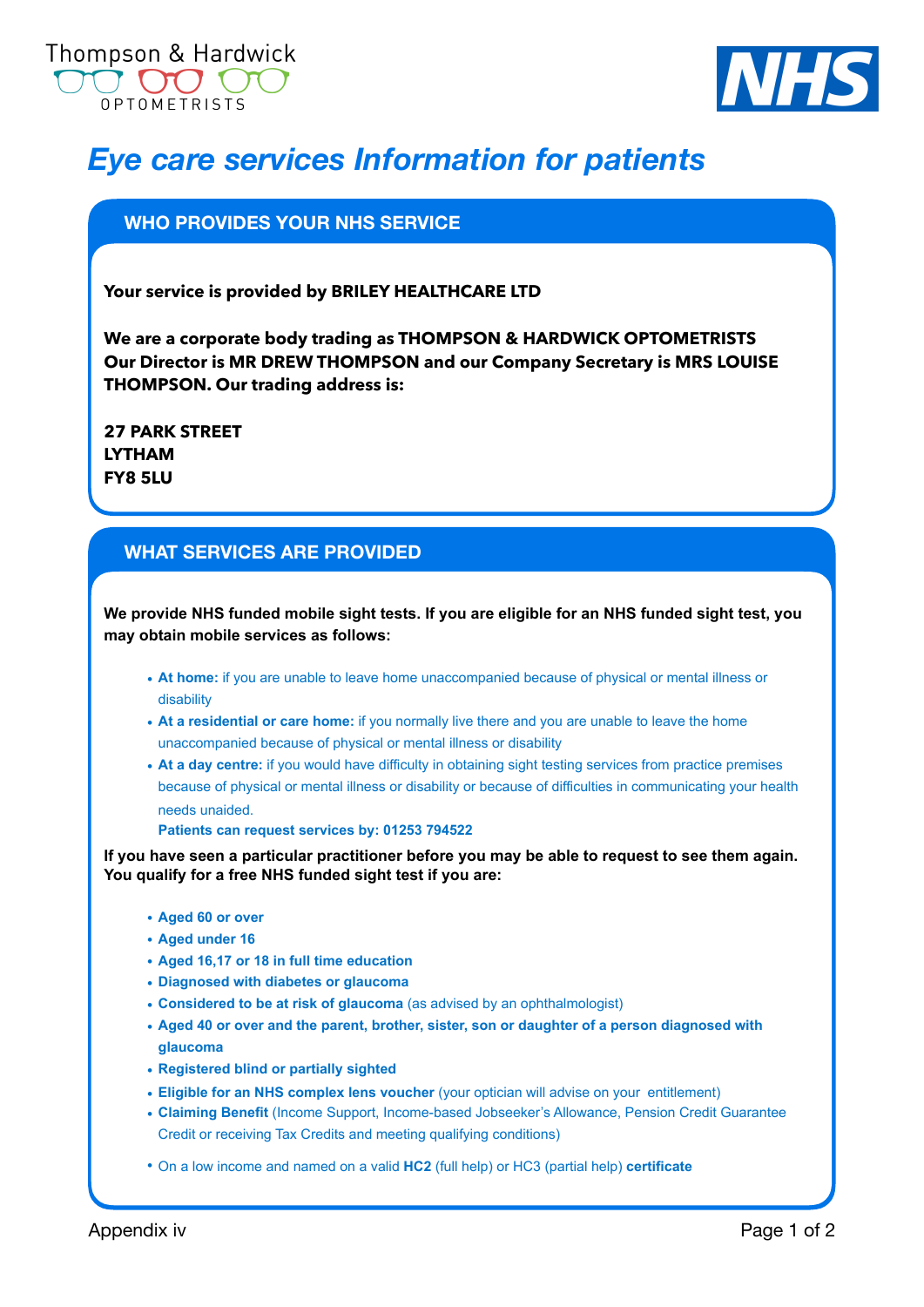Thompson & Hardwick OPTOMETRISTS

NHS

# *Eye care services Information for patients*

## WHO PROVIDES YOUR NHS SERVICE

**Your service is provided by BRILEY HEALTHCARE LTD**

**We are a corporate body trading as THOMPSON & HARDWICK OPTOMETRISTS Our Director is MR DREW THOMPSON and our Company Secretary is MRS LOUISE THOMPSON. Our trading address is:**

**27 PARK STREET
LYTHAM
FY8 5LU**

## WHAT SERVICES ARE PROVIDED

**We provide NHS funded mobile sight tests. If you are eligible for an NHS funded sight test, you may obtain mobile services as follows:**

- **At home:** if you are unable to leave home unaccompanied because of physical or mental illness or disability
- **At a residential or care home:** if you normally live there and you are unable to leave the home unaccompanied because of physical or mental illness or disability
- **At a day centre:** if you would have difficulty in obtaining sight testing services from practice premises because of physical or mental illness or disability or because of difficulties in communicating your health needs unaided.

  **Patients can request services by: 01253 794522**

**If you have seen a particular practitioner before you may be able to request to see them again. You qualify for a free NHS funded sight test if you are:**

- **Aged 60 or over**
- **Aged under 16**
- **Aged 16,17 or 18 in full time education**
- **Diagnosed with diabetes or glaucoma**
- **Considered to be at risk of glaucoma** (as advised by an ophthalmologist)
- **Aged 40 or over and the parent, brother, sister, son or daughter of a person diagnosed with glaucoma**
- **Registered blind or partially sighted**
- **Eligible for an NHS complex lens voucher** (your optician will advise on your entitlement)
- **Claiming Benefit** (Income Support, Income-based Jobseeker's Allowance, Pension Credit Guarantee Credit or receiving Tax Credits and meeting qualifying conditions)
- On a low income and named on a valid **HC2** (full help) or HC3 (partial help) **certificate**

Appendix iv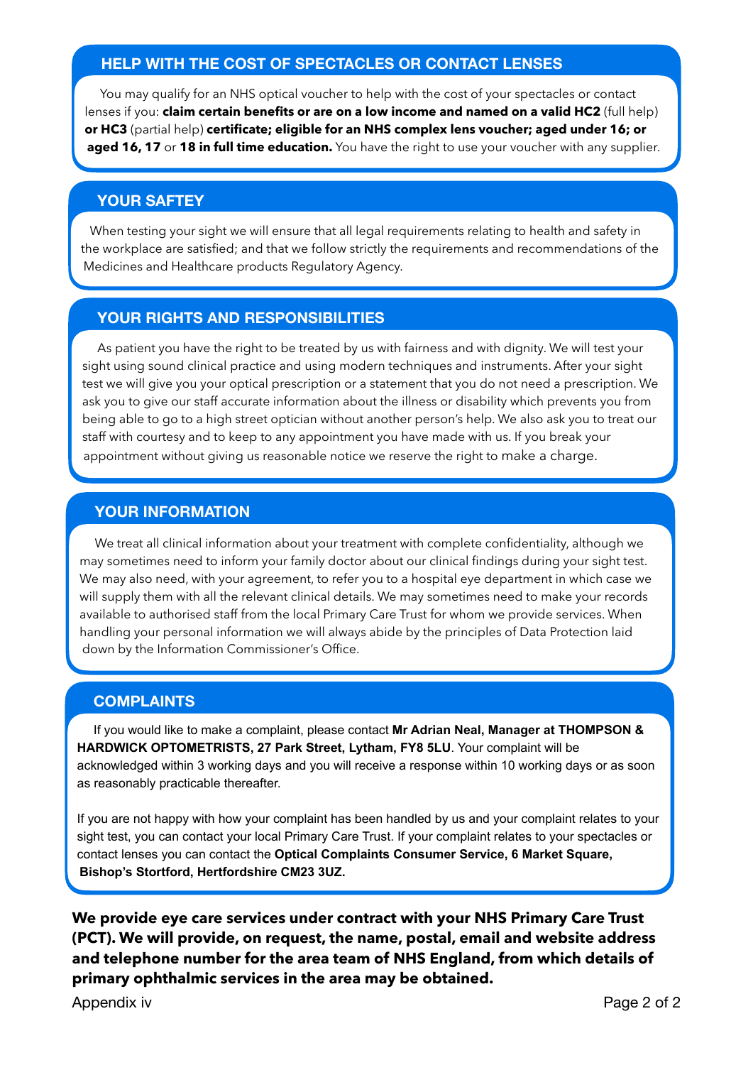## HELP WITH THE COST OF SPECTACLES OR CONTACT LENSES

You may qualify for an NHS optical voucher to help with the cost of your spectacles or contact lenses if you: **claim certain benefits or are on a low income and named on a valid HC2** (full help) **or HC3** (partial help) **certificate; eligible for an NHS complex lens voucher; aged under 16; or aged 16, 17** or **18 in full time education.** You have the right to use your voucher with any supplier.

## YOUR SAFTEY

When testing your sight we will ensure that all legal requirements relating to health and safety in the workplace are satisfied; and that we follow strictly the requirements and recommendations of the Medicines and Healthcare products Regulatory Agency.

## YOUR RIGHTS AND RESPONSIBILITIES

As patient you have the right to be treated by us with fairness and with dignity. We will test your sight using sound clinical practice and using modern techniques and instruments. After your sight test we will give you your optical prescription or a statement that you do not need a prescription. We ask you to give our staff accurate information about the illness or disability which prevents you from being able to go to a high street optician without another person's help. We also ask you to treat our staff with courtesy and to keep to any appointment you have made with us. If you break your appointment without giving us reasonable notice we reserve the right to make a charge.

## YOUR INFORMATION

We treat all clinical information about your treatment with complete confidentiality, although we may sometimes need to inform your family doctor about our clinical findings during your sight test. We may also need, with your agreement, to refer you to a hospital eye department in which case we will supply them with all the relevant clinical details. We may sometimes need to make your records available to authorised staff from the local Primary Care Trust for whom we provide services. When handling your personal information we will always abide by the principles of Data Protection laid down by the Information Commissioner's Office.

## COMPLAINTS

If you would like to make a complaint, please contact **Mr Adrian Neal, Manager at THOMPSON & HARDWICK OPTOMETRISTS, 27 Park Street, Lytham, FY8 5LU**. Your complaint will be acknowledged within 3 working days and you will receive a response within 10 working days or as soon as reasonably practicable thereafter.

If you are not happy with how your complaint has been handled by us and your complaint relates to your sight test, you can contact your local Primary Care Trust. If your complaint relates to your spectacles or contact lenses you can contact the **Optical Complaints Consumer Service, 6 Market Square, Bishop's Stortford, Hertfordshire CM23 3UZ.**

**We provide eye care services under contract with your NHS Primary Care Trust (PCT). We will provide, on request, the name, postal, email and website address and telephone number for the area team of NHS England, from which details of primary ophthalmic services in the area may be obtained.**

Appendix iv